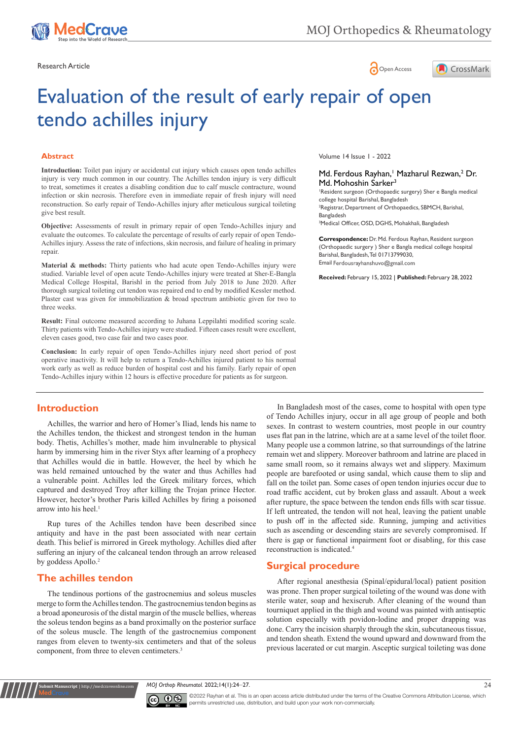Research Article

Open Access

# Evaluation of the result of early repair of open tendo achilles injury

## Abstract

**Introduction:** Toilet pan injury or accidental cut injury which causes open tendo achilles injury is very much common in our country. The Achilles tendon injury is very difficult to treat, sometimes it creates a disabling condition due to calf muscle contracture, wound infection or skin necrosis. Therefore even in immediate repair of fresh injury will need reconstruction. So early repair of Tendo-Achilles injury after meticulous surgical toileting give best result.

**Objective:** Assessments of result in primary repair of open Tendo-Achilles injury and evaluate the outcomes. To calculate the percentage of results of early repair of open Tendo-Achilles injury. Assess the rate of infections, skin necrosis, and failure of healing in primary repair.

**Material & methods:** Thirty patients who had acute open Tendo-Achilles injury were studied. Variable level of open acute Tendo-Achilles injury were treated at Sher-E-Bangla Medical College Hospital, Barishl in the period from July 2018 to June 2020. After thorough surgical toileting cut tendon was repaired end to end by modified Kessler method. Plaster cast was given for immobilization & broad spectrum antibiotic given for two to three weeks.

**Result:** Final outcome measured according to Juhana Leppilahti modified scoring scale. Thirty patients with Tendo-Achilles injury were studied. Fifteen cases result were excellent, eleven cases good, two case fair and two cases poor.

**Conclusion:** In early repair of open Tendo-Achilles injury need short period of post operative inactivity. It will help to return a Tendo-Achilles injured patient to his normal work early as well as reduce burden of hospital cost and his family. Early repair of open Tendo-Achilles injury within 12 hours is effective procedure for patients as for surgeon.

Volume 14 Issue 1 - 2022

Md. Ferdous Rayhan,[1] Mazharul Rezwan,[2] Dr. Md. Mohoshin Sarker[3]

[1]Resident surgeon (Orthopaedic surgery) Sher e Bangla medical college hospital Barishal, Bangladesh
[2]Registrar, Department of Orthopaedics, SBMCH, Barishal, Bangladesh
[3]Medical Officer, OSD, DGHS, Mohakhali, Bangladesh

**Correspondence:** Dr. Md. Ferdous Rayhan, Resident surgeon (Orthopaedic surgery ) Sher e Bangla medical college hospital Barishal, Bangladesh, Tel 01713799030, Email Ferdousrayhanshuvo@gmail.com

**Received:** February 15, 2022 | **Published:** February 28, 2022

## Introduction

Achilles, the warrior and hero of Homer's Iliad, lends his name to the Achilles tendon, the thickest and strongest tendon in the human body. Thetis, Achilles's mother, made him invulnerable to physical harm by immersing him in the river Styx after learning of a prophecy that Achilles would die in battle. However, the heel by which he was held remained untouched by the water and thus Achilles had a vulnerable point. Achilles led the Greek military forces, which captured and destroyed Troy after killing the Trojan prince Hector. However, hector's brother Paris killed Achilles by firing a poisoned arrow into his heel.[1]

Rup tures of the Achilles tendon have been described since antiquity and have in the past been associated with near certain death. This belief is mirrored in Greek mythology. Achilles died after suffering an injury of the calcaneal tendon through an arrow released by goddess Apollo.[2]

## The achilles tendon

The tendinous portions of the gastrocnemius and soleus muscles merge to form the Achilles tendon. The gastrocnemius tendon begins as a broad aponeurosis of the distal margin of the muscle bellies, whereas the soleus tendon begins as a band proximally on the posterior surface of the soleus muscle. The length of the gastrocnemius component ranges from eleven to twenty-six centimeters and that of the soleus component, from three to eleven centimeters.[3]

In Bangladesh most of the cases, come to hospital with open type of Tendo Achilles injury, occur in all age group of people and both sexes. In contrast to western countries, most people in our country uses flat pan in the latrine, which are at a same level of the toilet floor. Many people use a common latrine, so that surroundings of the latrine remain wet and slippery. Moreover bathroom and latrine are placed in same small room, so it remains always wet and slippery. Maximum people are barefooted or using sandal, which cause them to slip and fall on the toilet pan. Some cases of open tendon injuries occur due to road traffic accident, cut by broken glass and assault. About a week after rupture, the space between the tendon ends fills with scar tissue. If left untreated, the tendon will not heal, leaving the patient unable to push off in the affected side. Running, jumping and activities such as ascending or descending stairs are severely compromised. If there is gap or functional impairment foot or disabling, for this case reconstruction is indicated.[4]

## Surgical procedure

After regional anesthesia (Spinal/epidural/local) patient position was prone. Then proper surgical toileting of the wound was done with sterile water, soap and hexiscrub. After cleaning of the wound than tourniquet applied in the thigh and wound was painted with antiseptic solution especially with povidon-Iodine and proper drapping was done. Carry the incision sharply through the skin, subcutaneous tissue, and tendon sheath. Extend the wound upward and downward from the previous lacerated or cut margin. Acceptic surgical toileting was done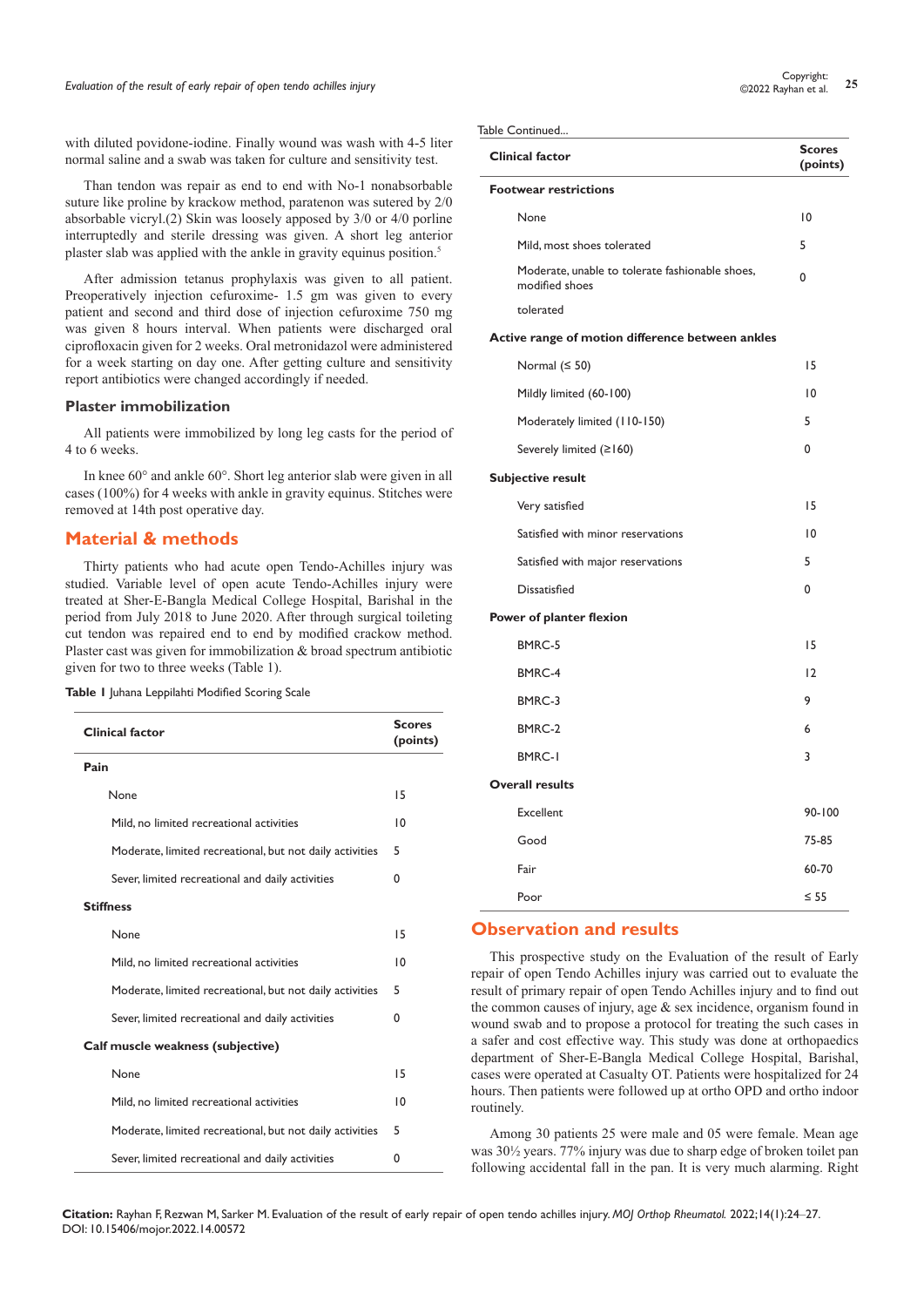with diluted povidone-iodine. Finally wound was wash with 4-5 liter normal saline and a swab was taken for culture and sensitivity test.

Than tendon was repair as end to end with No-1 nonabsorbable suture like proline by krackow method, paratenon was sutered by 2/0 absorbable vicryl.(2) Skin was loosely apposed by 3/0 or 4/0 porline interruptedly and sterile dressing was given. A short leg anterior plaster slab was applied with the ankle in gravity equinus position.[5]

After admission tetanus prophylaxis was given to all patient. Preoperatively injection cefuroxime- 1.5 gm was given to every patient and second and third dose of injection cefuroxime 750 mg was given 8 hours interval. When patients were discharged oral ciprofloxacin given for 2 weeks. Oral metronidazol were administered for a week starting on day one. After getting culture and sensitivity report antibiotics were changed accordingly if needed.

### Plaster immobilization

All patients were immobilized by long leg casts for the period of 4 to 6 weeks.

In knee 60° and ankle 60°. Short leg anterior slab were given in all cases (100%) for 4 weeks with ankle in gravity equinus. Stitches were removed at 14th post operative day.

## Material & methods

Thirty patients who had acute open Tendo-Achilles injury was studied. Variable level of open acute Tendo-Achilles injury were treated at Sher-E-Bangla Medical College Hospital, Barishal in the period from July 2018 to June 2020. After through surgical toileting cut tendon was repaired end to end by modified crackow method. Plaster cast was given for immobilization & broad spectrum antibiotic given for two to three weeks (Table 1).

**Table 1** Juhana Leppilahti Modified Scoring Scale

| Clinical factor | Scores (points) |
|---|---|
| **Pain** | |
| None | 15 |
| Mild, no limited recreational activities | 10 |
| Moderate, limited recreational, but not daily activities | 5 |
| Sever, limited recreational and daily activities | 0 |
| **Stiffness** | |
| None | 15 |
| Mild, no limited recreational activities | 10 |
| Moderate, limited recreational, but not daily activities | 5 |
| Sever, limited recreational and daily activities | 0 |
| **Calf muscle weakness (subjective)** | |
| None | 15 |
| Mild, no limited recreational activities | 10 |
| Moderate, limited recreational, but not daily activities | 5 |
| Sever, limited recreational and daily activities | 0 |
| **Footwear restrictions** | |
| None | 10 |
| Mild, most shoes tolerated | 5 |
| Moderate, unable to tolerate fashionable shoes, modified shoes | 0 |
| tolerated | |
| **Active range of motion difference between ankles** | |
| Normal (≤ 50) | 15 |
| Mildly limited (60-100) | 10 |
| Moderately limited (110-150) | 5 |
| Severely limited (≥160) | 0 |
| **Subjective result** | |
| Very satisfied | 15 |
| Satisfied with minor reservations | 10 |
| Satisfied with major reservations | 5 |
| Dissatisfied | 0 |
| **Power of planter flexion** | |
| BMRC-5 | 15 |
| BMRC-4 | 12 |
| BMRC-3 | 9 |
| BMRC-2 | 6 |
| BMRC-1 | 3 |
| **Overall results** | |
| Excellent | 90-100 |
| Good | 75-85 |
| Fair | 60-70 |
| Poor | ≤ 55 |

## Observation and results

This prospective study on the Evaluation of the result of Early repair of open Tendo Achilles injury was carried out to evaluate the result of primary repair of open Tendo Achilles injury and to find out the common causes of injury, age & sex incidence, organism found in wound swab and to propose a protocol for treating the such cases in a safer and cost effective way. This study was done at orthopaedics department of Sher-E-Bangla Medical College Hospital, Barishal, cases were operated at Casualty OT. Patients were hospitalized for 24 hours. Then patients were followed up at ortho OPD and ortho indoor routinely.

Among 30 patients 25 were male and 05 were female. Mean age was 30½ years. 77% injury was due to sharp edge of broken toilet pan following accidental fall in the pan. It is very much alarming. Right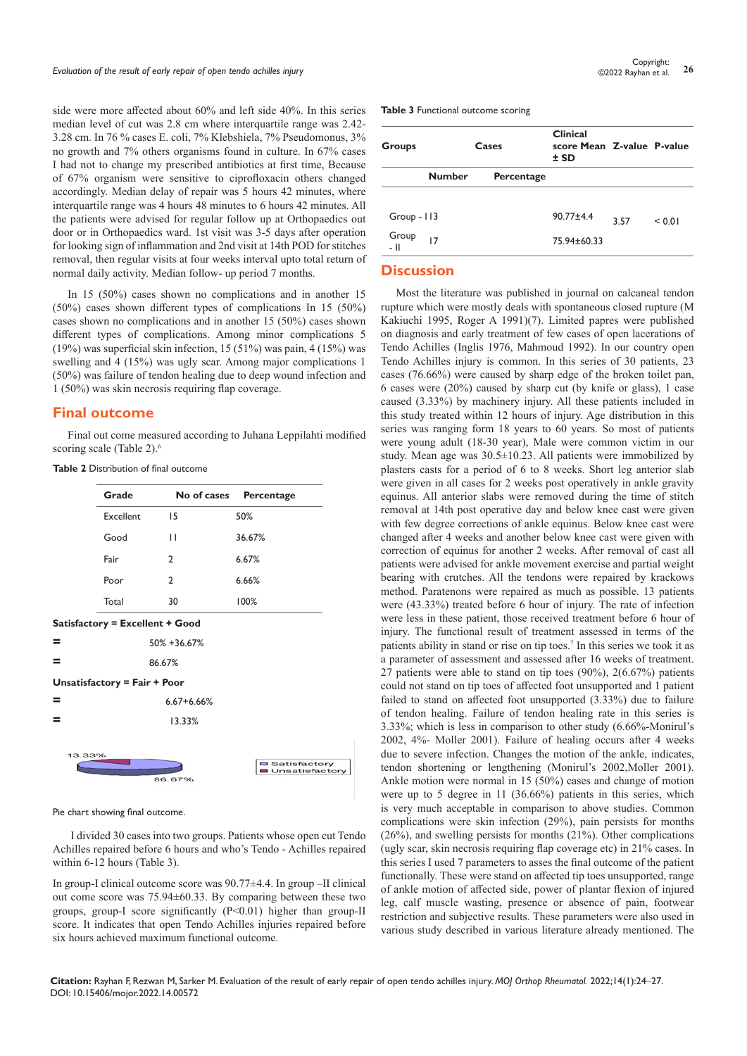side were more affected about 60% and left side 40%. In this series median level of cut was 2.8 cm where interquartile range was 2.42-3.28 cm. In 76 % cases E. coli, 7% Klebshiela, 7% Pseudomonus, 3% no growth and 7% others organisms found in culture. In 67% cases I had not to change my prescribed antibiotics at first time, Because of 67% organism were sensitive to ciprofloxacin others changed accordingly. Median delay of repair was 5 hours 42 minutes, where interquartile range was 4 hours 48 minutes to 6 hours 42 minutes. All the patients were advised for regular follow up at Orthopaedics out door or in Orthopaedics ward. 1st visit was 3-5 days after operation for looking sign of inflammation and 2nd visit at 14th POD for stitches removal, then regular visits at four weeks interval upto total return of normal daily activity. Median follow- up period 7 months.

In 15 (50%) cases shown no complications and in another 15 (50%) cases shown different types of complications In 15 (50%) cases shown no complications and in another 15 (50%) cases shown different types of complications. Among minor complications 5 (19%) was superficial skin infection, 15 (51%) was pain, 4 (15%) was swelling and 4 (15%) was ugly scar. Among major complications 1 (50%) was failure of tendon healing due to deep wound infection and 1 (50%) was skin necrosis requiring flap coverage.

## Final outcome

Final out come measured according to Juhana Leppilahti modified scoring scale (Table 2).[6]

**Table 2** Distribution of final outcome

| Grade | No of cases | Percentage |
|---|---|---|
| Excellent | 15 | 50% |
| Good | 11 | 36.67% |
| Fair | 2 | 6.67% |
| Poor | 2 | 6.66% |
| Total | 30 | 100% |

**Satisfactory = Excellent + Good**

= 50% +36.67%

= 86.67%

**Unsatisfactory = Fair + Poor**

= 6.67+6.66%

= 13.33%

13.33%

86.67%

Satisfactory
Unsatisfactory

Pie chart showing final outcome.

I divided 30 cases into two groups. Patients whose open cut Tendo Achilles repaired before 6 hours and who's Tendo - Achilles repaired within 6-12 hours (Table 3).

In group-I clinical outcome score was 90.77±4.4. In group –II clinical out come score was 75.94±60.33. By comparing between these two groups, group-I score significantly (P<0.01) higher than group-II score. It indicates that open Tendo Achilles injuries repaired before six hours achieved maximum functional outcome.

**Table 3** Functional outcome scoring

| Groups | Cases | | Clinical score Mean ± SD | Z-value | P-value |
|---|---|---|---|---|---|
| | Number | Percentage | | | |
| Group - I | 13 | | 90.77±4.4 | 3.57 | < 0.01 |
| Group - II | 17 | | 75.94±60.33 | | |

## Discussion

Most the literature was published in journal on calcaneal tendon rupture which were mostly deals with spontaneous closed rupture (M Kakiuchi 1995, Roger A 1991)(7). Limited papres were published on diagnosis and early treatment of few cases of open lacerations of Tendo Achilles (Inglis 1976, Mahmoud 1992). In our country open Tendo Achilles injury is common. In this series of 30 patients, 23 cases (76.66%) were caused by sharp edge of the broken toilet pan, 6 cases were (20%) caused by sharp cut (by knife or glass), 1 case caused (3.33%) by machinery injury. All these patients included in this study treated within 12 hours of injury. Age distribution in this series was ranging form 18 years to 60 years. So most of patients were young adult (18-30 year), Male were common victim in our study. Mean age was 30.5±10.23. All patients were immobilized by plasters casts for a period of 6 to 8 weeks. Short leg anterior slab were given in all cases for 2 weeks post operatively in ankle gravity equinus. All anterior slabs were removed during the time of stitch removal at 14th post operative day and below knee cast were given with few degree corrections of ankle equinus. Below knee cast were changed after 4 weeks and another below knee cast were given with correction of equinus for another 2 weeks. After removal of cast all patients were advised for ankle movement exercise and partial weight bearing with crutches. All the tendons were repaired by krackows method. Paratenons were repaired as much as possible. 13 patients were (43.33%) treated before 6 hour of injury. The rate of infection were less in these patient, those received treatment before 6 hour of injury. The functional result of treatment assessed in terms of the patients ability in stand or rise on tip toes.[7] In this series we took it as a parameter of assessment and assessed after 16 weeks of treatment. 27 patients were able to stand on tip toes (90%), 2(6.67%) patients could not stand on tip toes of affected foot unsupported and 1 patient failed to stand on affected foot unsupported (3.33%) due to failure of tendon healing. Failure of tendon healing rate in this series is 3.33%; which is less in comparison to other study (6.66%-Monirul's 2002, 4%- Moller 2001). Failure of healing occurs after 4 weeks due to severe infection. Changes the motion of the ankle, indicates, tendon shortening or lengthening (Monirul's 2002,Moller 2001). Ankle motion were normal in 15 (50%) cases and change of motion were up to 5 degree in 11 (36.66%) patients in this series, which is very much acceptable in comparison to above studies. Common complications were skin infection (29%), pain persists for months (26%), and swelling persists for months (21%). Other complications (ugly scar, skin necrosis requiring flap coverage etc) in 21% cases. In this series I used 7 parameters to asses the final outcome of the patient functionally. These were stand on affected tip toes unsupported, range of ankle motion of affected side, power of plantar flexion of injured leg, calf muscle wasting, presence or absence of pain, footwear restriction and subjective results. These parameters were also used in various study described in various literature already mentioned. The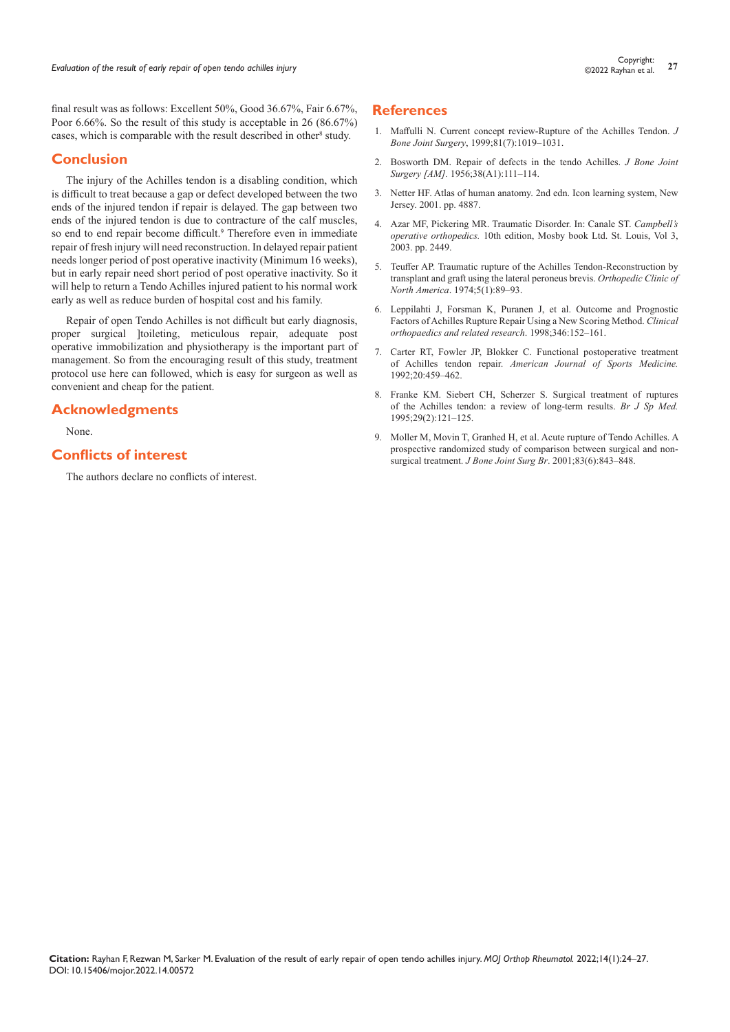final result was as follows: Excellent 50%, Good 36.67%, Fair 6.67%, Poor 6.66%. So the result of this study is acceptable in 26 (86.67%) cases, which is comparable with the result described in other[8] study.

## Conclusion

The injury of the Achilles tendon is a disabling condition, which is difficult to treat because a gap or defect developed between the two ends of the injured tendon if repair is delayed. The gap between two ends of the injured tendon is due to contracture of the calf muscles, so end to end repair become difficult.[9] Therefore even in immediate repair of fresh injury will need reconstruction. In delayed repair patient needs longer period of post operative inactivity (Minimum 16 weeks), but in early repair need short period of post operative inactivity. So it will help to return a Tendo Achilles injured patient to his normal work early as well as reduce burden of hospital cost and his family.

Repair of open Tendo Achilles is not difficult but early diagnosis, proper surgical ]toileting, meticulous repair, adequate post operative immobilization and physiotherapy is the important part of management. So from the encouraging result of this study, treatment protocol use here can followed, which is easy for surgeon as well as convenient and cheap for the patient.

## Acknowledgments

None.

## Conflicts of interest

The authors declare no conflicts of interest.

## References

1. Maffulli N. Current concept review-Rupture of the Achilles Tendon. *J Bone Joint Surgery*, 1999;81(7):1019–1031.
2. Bosworth DM. Repair of defects in the tendo Achilles. *J Bone Joint Surgery [AM]*. 1956;38(A1):111–114.
3. Netter HF. Atlas of human anatomy. 2nd edn. Icon learning system, New Jersey. 2001. pp. 4887.
4. Azar MF, Pickering MR. Traumatic Disorder. In: Canale ST. *Campbell's operative orthopedics.* 10th edition, Mosby book Ltd. St. Louis, Vol 3, 2003. pp. 2449.
5. Teuffer AP. Traumatic rupture of the Achilles Tendon-Reconstruction by transplant and graft using the lateral peroneus brevis. *Orthopedic Clinic of North America*. 1974;5(1):89–93.
6. Leppilahti J, Forsman K, Puranen J, et al. Outcome and Prognostic Factors of Achilles Rupture Repair Using a New Scoring Method. *Clinical orthopaedics and related research*. 1998;346:152–161.
7. Carter RT, Fowler JP, Blokker C. Functional postoperative treatment of Achilles tendon repair. *American Journal of Sports Medicine.* 1992;20:459–462.
8. Franke KM. Siebert CH, Scherzer S. Surgical treatment of ruptures of the Achilles tendon: a review of long-term results. *Br J Sp Med.* 1995;29(2):121–125.
9. Moller M, Movin T, Granhed H, et al. Acute rupture of Tendo Achilles. A prospective randomized study of comparison between surgical and non-surgical treatment. *J Bone Joint Surg Br*. 2001;83(6):843–848.